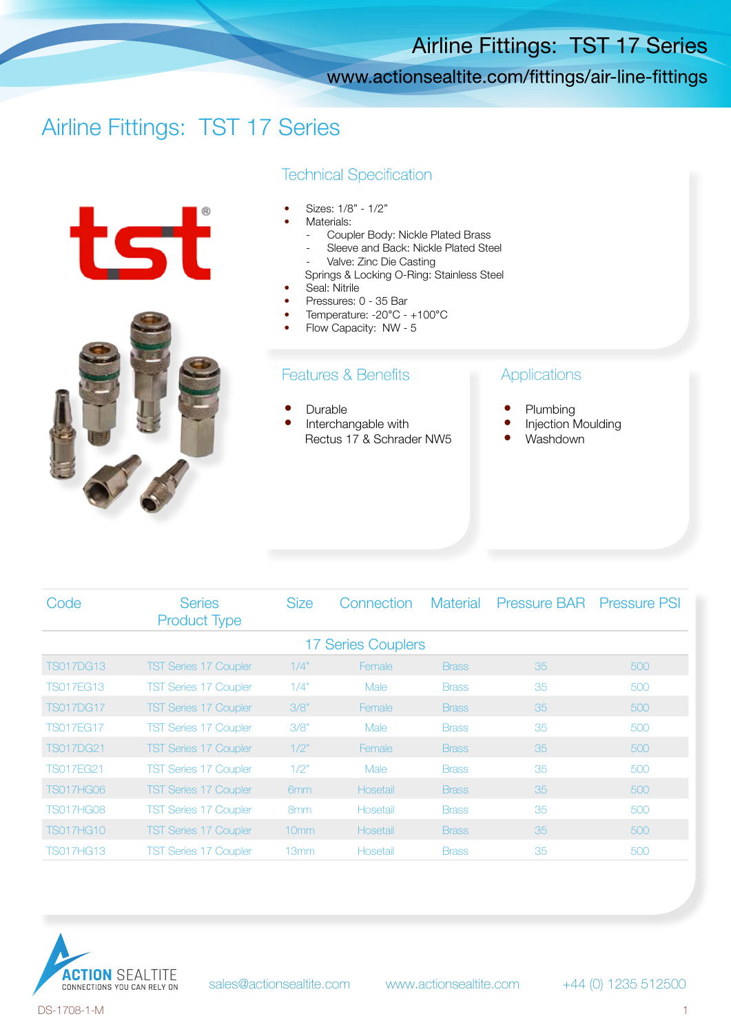# Airline Fittings:  TST 17 Series

## Technical Specification

- Sizes: 1/8" - 1/2"
- Materials:
  - Coupler Body: Nickle Plated Brass
  - Sleeve and Back: Nickle Plated Steel
  - Valve: Zinc Die Casting

  Springs & Locking O-Ring: Stainless Steel
- Seal: Nitrile
- Pressures: 0 - 35 Bar
- Temperature: -20°C - +100°C
- Flow Capacity:  NW - 5

## Features & Benefits

- Durable
- Interchangable with Rectus 17 & Schrader NW5

## Applications

- Plumbing
- Injection Moulding
- Washdown

| Code | Series Product Type | Size | Connection | Material | Pressure BAR | Pressure PSI |
|---|---|---|---|---|---|---|
| | | | 17 Series Couplers | | | |
| TS017DG13 | TST Series 17 Coupler | 1/4" | Female | Brass | 35 | 500 |
| TS017EG13 | TST Series 17 Coupler | 1/4" | Male | Brass | 35 | 500 |
| TS017DG17 | TST Series 17 Coupler | 3/8" | Female | Brass | 35 | 500 |
| TS017EG17 | TST Series 17 Coupler | 3/8" | Male | Brass | 35 | 500 |
| TS017DG21 | TST Series 17 Coupler | 1/2" | Female | Brass | 35 | 500 |
| TS017EG21 | TST Series 17 Coupler | 1/2" | Male | Brass | 35 | 500 |
| TS017HG06 | TST Series 17 Coupler | 6mm | Hosetail | Brass | 35 | 500 |
| TS017HG08 | TST Series 17 Coupler | 8mm | Hosetail | Brass | 35 | 500 |
| TS017HG10 | TST Series 17 Coupler | 10mm | Hosetail | Brass | 35 | 500 |
| TS017HG13 | TST Series 17 Coupler | 13mm | Hosetail | Brass | 35 | 500 |

ACTION SEALTITE
CONNECTIONS YOU CAN RELY ON

sales@actionsealtite.com    www.actionsealtite.com    +44 (0) 1235 512500

DS-1708-1-M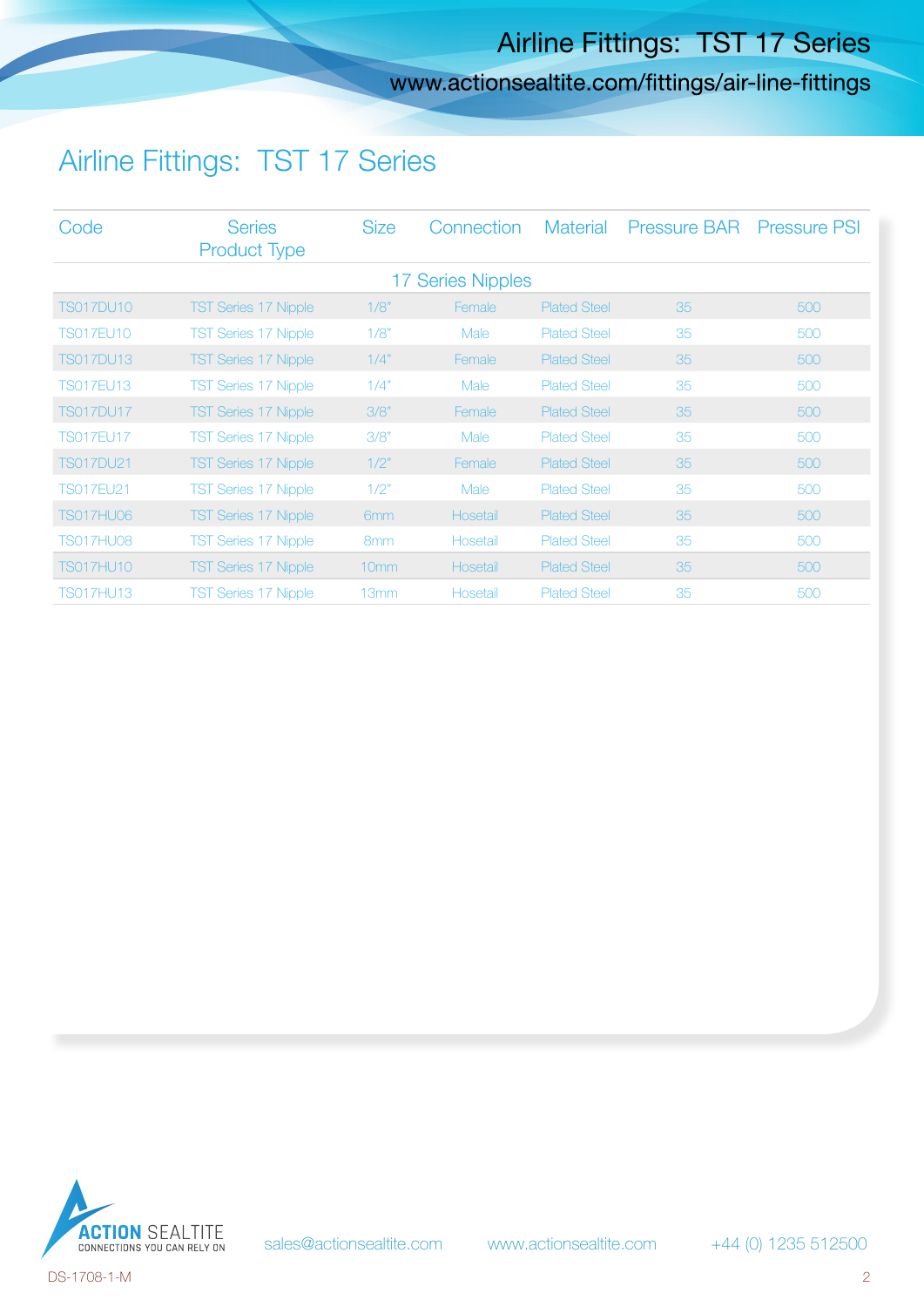# Airline Fittings: TST 17 Series

| Code | Series Product Type | Size | Connection | Material | Pressure BAR | Pressure PSI |
|---|---|---|---|---|---|---|
| | | | 17 Series Nipples | | | |
| TS017DU10 | TST Series 17 Nipple | 1/8" | Female | Plated Steel | 35 | 500 |
| TS017EU10 | TST Series 17 Nipple | 1/8" | Male | Plated Steel | 35 | 500 |
| TS017DU13 | TST Series 17 Nipple | 1/4" | Female | Plated Steel | 35 | 500 |
| TS017EU13 | TST Series 17 Nipple | 1/4" | Male | Plated Steel | 35 | 500 |
| TS017DU17 | TST Series 17 Nipple | 3/8" | Female | Plated Steel | 35 | 500 |
| TS017EU17 | TST Series 17 Nipple | 3/8" | Male | Plated Steel | 35 | 500 |
| TS017DU21 | TST Series 17 Nipple | 1/2" | Female | Plated Steel | 35 | 500 |
| TS017EU21 | TST Series 17 Nipple | 1/2" | Male | Plated Steel | 35 | 500 |
| TS017HU06 | TST Series 17 Nipple | 6mm | Hosetail | Plated Steel | 35 | 500 |
| TS017HU08 | TST Series 17 Nipple | 8mm | Hosetail | Plated Steel | 35 | 500 |
| TS017HU10 | TST Series 17 Nipple | 10mm | Hosetail | Plated Steel | 35 | 500 |
| TS017HU13 | TST Series 17 Nipple | 13mm | Hosetail | Plated Steel | 35 | 500 |

ACTION SEALTITE
CONNECTIONS YOU CAN RELY ON

sales@actionsealtite.com www.actionsealtite.com +44 (0) 1235 512500

DS-1708-1-M